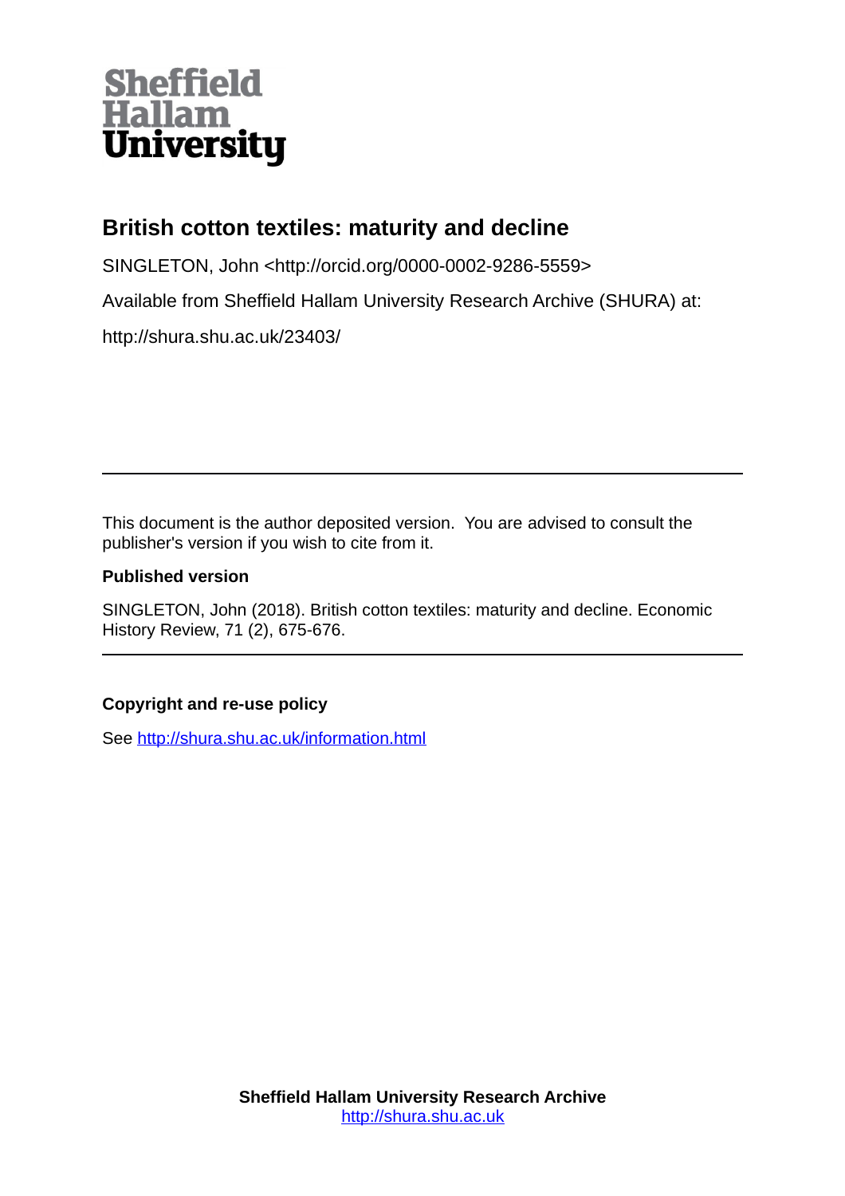Sheffield Hallam University

# British cotton textiles: maturity and decline

SINGLETON, John <http://orcid.org/0000-0002-9286-5559>

Available from Sheffield Hallam University Research Archive (SHURA) at:

http://shura.shu.ac.uk/23403/

---

This document is the author deposited version. You are advised to consult the publisher's version if you wish to cite from it.

**Published version**

SINGLETON, John (2018). British cotton textiles: maturity and decline. Economic History Review, 71 (2), 675-676.

---

**Copyright and re-use policy**

See http://shura.shu.ac.uk/information.html

**Sheffield Hallam University Research Archive**
http://shura.shu.ac.uk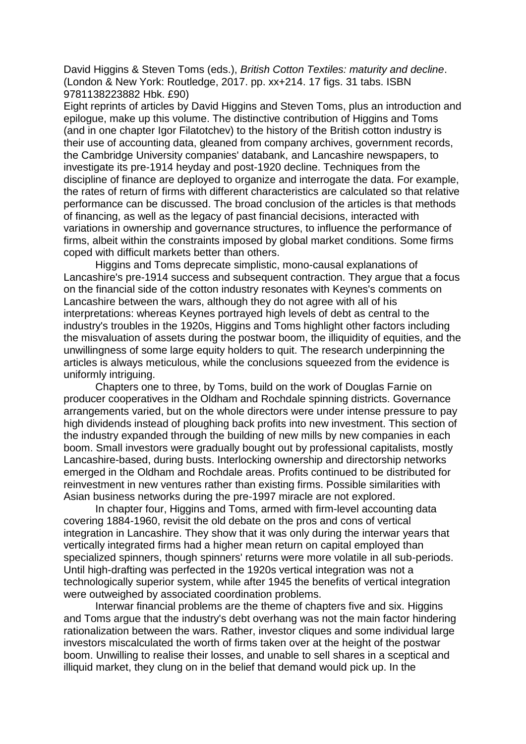David Higgins & Steven Toms (eds.), *British Cotton Textiles: maturity and decline*. (London & New York: Routledge, 2017. pp. xx+214. 17 figs. 31 tabs. ISBN 9781138223882 Hbk. £90)

Eight reprints of articles by David Higgins and Steven Toms, plus an introduction and epilogue, make up this volume. The distinctive contribution of Higgins and Toms (and in one chapter Igor Filatotchev) to the history of the British cotton industry is their use of accounting data, gleaned from company archives, government records, the Cambridge University companies' databank, and Lancashire newspapers, to investigate its pre-1914 heyday and post-1920 decline. Techniques from the discipline of finance are deployed to organize and interrogate the data. For example, the rates of return of firms with different characteristics are calculated so that relative performance can be discussed. The broad conclusion of the articles is that methods of financing, as well as the legacy of past financial decisions, interacted with variations in ownership and governance structures, to influence the performance of firms, albeit within the constraints imposed by global market conditions. Some firms coped with difficult markets better than others.

Higgins and Toms deprecate simplistic, mono-causal explanations of Lancashire's pre-1914 success and subsequent contraction. They argue that a focus on the financial side of the cotton industry resonates with Keynes's comments on Lancashire between the wars, although they do not agree with all of his interpretations: whereas Keynes portrayed high levels of debt as central to the industry's troubles in the 1920s, Higgins and Toms highlight other factors including the misvaluation of assets during the postwar boom, the illiquidity of equities, and the unwillingness of some large equity holders to quit. The research underpinning the articles is always meticulous, while the conclusions squeezed from the evidence is uniformly intriguing.

Chapters one to three, by Toms, build on the work of Douglas Farnie on producer cooperatives in the Oldham and Rochdale spinning districts. Governance arrangements varied, but on the whole directors were under intense pressure to pay high dividends instead of ploughing back profits into new investment. This section of the industry expanded through the building of new mills by new companies in each boom. Small investors were gradually bought out by professional capitalists, mostly Lancashire-based, during busts. Interlocking ownership and directorship networks emerged in the Oldham and Rochdale areas. Profits continued to be distributed for reinvestment in new ventures rather than existing firms. Possible similarities with Asian business networks during the pre-1997 miracle are not explored.

In chapter four, Higgins and Toms, armed with firm-level accounting data covering 1884-1960, revisit the old debate on the pros and cons of vertical integration in Lancashire. They show that it was only during the interwar years that vertically integrated firms had a higher mean return on capital employed than specialized spinners, though spinners' returns were more volatile in all sub-periods. Until high-drafting was perfected in the 1920s vertical integration was not a technologically superior system, while after 1945 the benefits of vertical integration were outweighed by associated coordination problems.

Interwar financial problems are the theme of chapters five and six. Higgins and Toms argue that the industry's debt overhang was not the main factor hindering rationalization between the wars. Rather, investor cliques and some individual large investors miscalculated the worth of firms taken over at the height of the postwar boom. Unwilling to realise their losses, and unable to sell shares in a sceptical and illiquid market, they clung on in the belief that demand would pick up. In the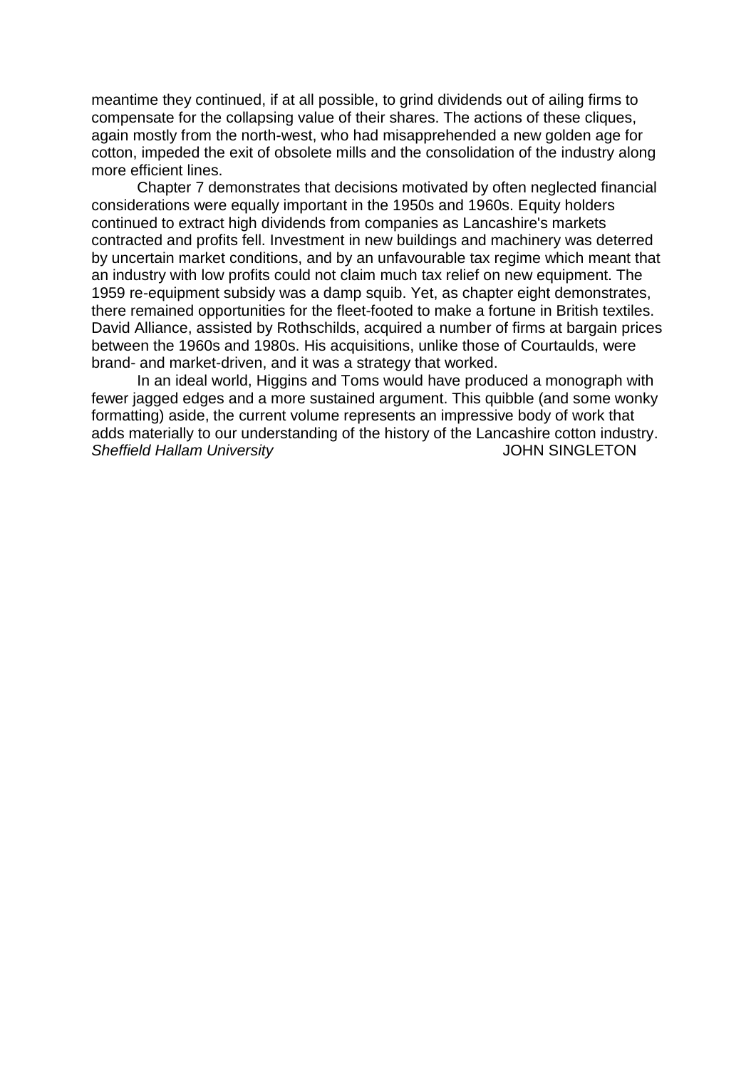meantime they continued, if at all possible, to grind dividends out of ailing firms to compensate for the collapsing value of their shares. The actions of these cliques, again mostly from the north-west, who had misapprehended a new golden age for cotton, impeded the exit of obsolete mills and the consolidation of the industry along more efficient lines.

Chapter 7 demonstrates that decisions motivated by often neglected financial considerations were equally important in the 1950s and 1960s. Equity holders continued to extract high dividends from companies as Lancashire's markets contracted and profits fell. Investment in new buildings and machinery was deterred by uncertain market conditions, and by an unfavourable tax regime which meant that an industry with low profits could not claim much tax relief on new equipment. The 1959 re-equipment subsidy was a damp squib. Yet, as chapter eight demonstrates, there remained opportunities for the fleet-footed to make a fortune in British textiles. David Alliance, assisted by Rothschilds, acquired a number of firms at bargain prices between the 1960s and 1980s. His acquisitions, unlike those of Courtaulds, were brand- and market-driven, and it was a strategy that worked.

In an ideal world, Higgins and Toms would have produced a monograph with fewer jagged edges and a more sustained argument. This quibble (and some wonky formatting) aside, the current volume represents an impressive body of work that adds materially to our understanding of the history of the Lancashire cotton industry.

*Sheffield Hallam University* JOHN SINGLETON